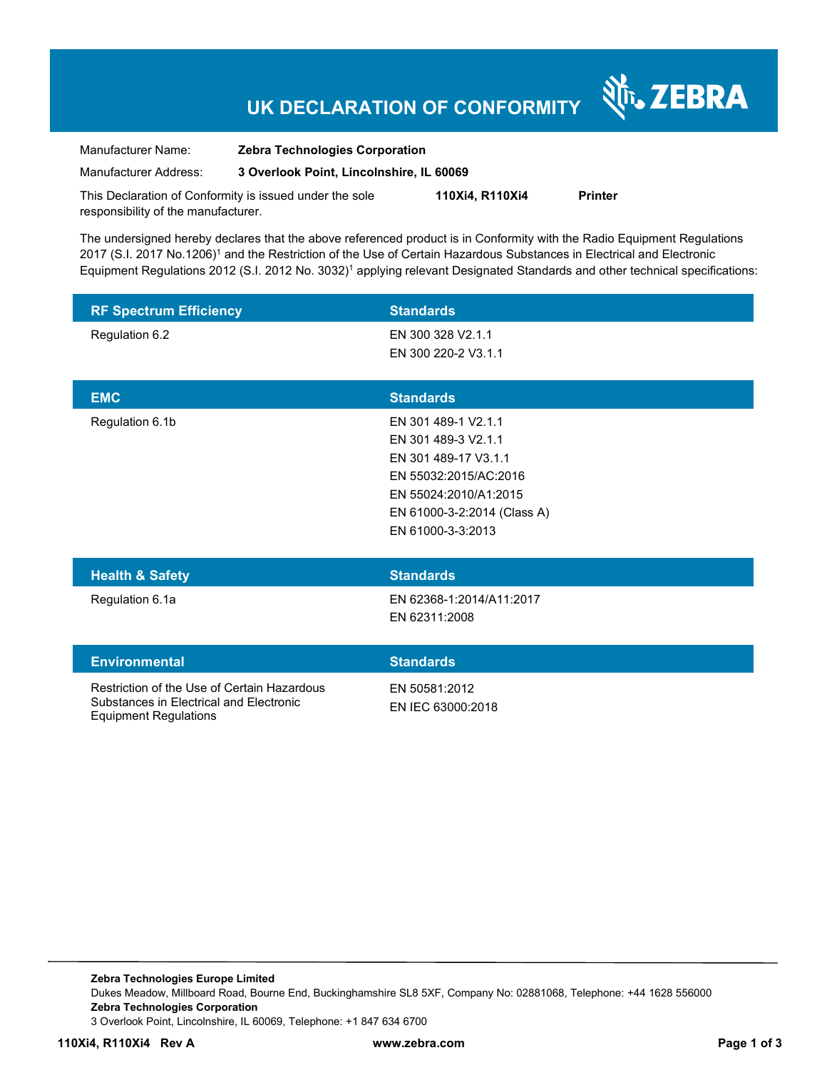# UK DECLARATION OF CONFORMITY

ZEBRA

| | |
|---|---|
| Manufacturer Name: | **Zebra Technologies Corporation** |
| Manufacturer Address: | **3 Overlook Point, Lincolnshire, IL 60069** |

This Declaration of Conformity is issued under the sole responsibility of the manufacturer. **110Xi4, R110Xi4** **Printer**

The undersigned hereby declares that the above referenced product is in Conformity with the Radio Equipment Regulations 2017 (S.I. 2017 No.1206)[1] and the Restriction of the Use of Certain Hazardous Substances in Electrical and Electronic Equipment Regulations 2012 (S.I. 2012 No. 3032)[1] applying relevant Designated Standards and other technical specifications:

| RF Spectrum Efficiency | Standards |
|---|---|
| Regulation 6.2 | EN 300 328 V2.1.1<br>EN 300 220-2 V3.1.1 |

| EMC | Standards |
|---|---|
| Regulation 6.1b | EN 301 489-1 V2.1.1<br>EN 301 489-3 V2.1.1<br>EN 301 489-17 V3.1.1<br>EN 55032:2015/AC:2016<br>EN 55024:2010/A1:2015<br>EN 61000-3-2:2014 (Class A)<br>EN 61000-3-3:2013 |

| Health & Safety | Standards |
|---|---|
| Regulation 6.1a | EN 62368-1:2014/A11:2017<br>EN 62311:2008 |

| Environmental | Standards |
|---|---|
| Restriction of the Use of Certain Hazardous Substances in Electrical and Electronic Equipment Regulations | EN 50581:2012<br>EN IEC 63000:2018 |

**Zebra Technologies Europe Limited**
Dukes Meadow, Millboard Road, Bourne End, Buckinghamshire SL8 5XF, Company No: 02881068, Telephone: +44 1628 556000
**Zebra Technologies Corporation**
3 Overlook Point, Lincolnshire, IL 60069, Telephone: +1 847 634 6700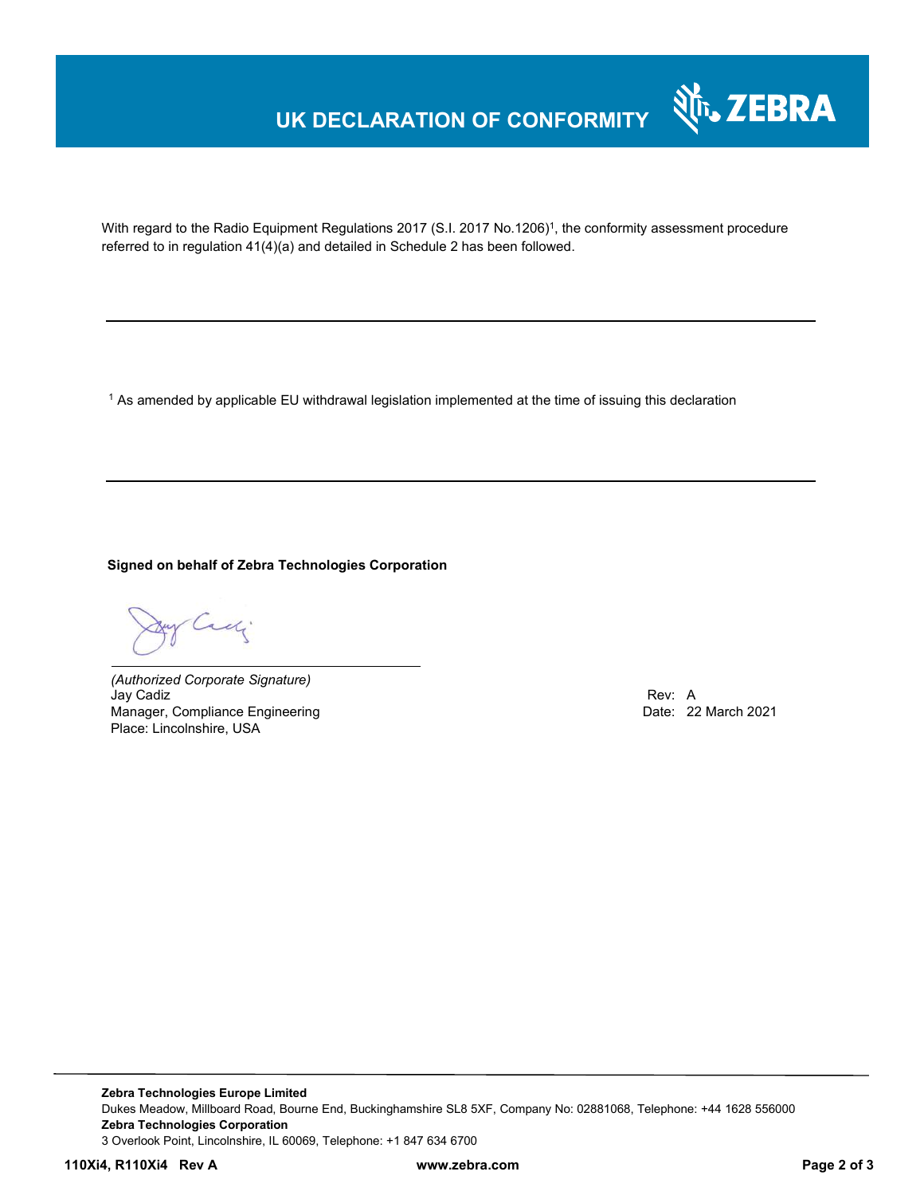# UK DECLARATION OF CONFORMITY

With regard to the Radio Equipment Regulations 2017 (S.I. 2017 No.1206)[1], the conformity assessment procedure referred to in regulation 41(4)(a) and detailed in Schedule 2 has been followed.

---

[1] As amended by applicable EU withdrawal legislation implemented at the time of issuing this declaration

---

**Signed on behalf of Zebra Technologies Corporation**

*(Authorized Corporate Signature)*
Jay Cadiz
Manager, Compliance Engineering
Place: Lincolnshire, USA

Rev: A
Date: 22 March 2021

**Zebra Technologies Europe Limited**
Dukes Meadow, Millboard Road, Bourne End, Buckinghamshire SL8 5XF, Company No: 02881068, Telephone: +44 1628 556000
**Zebra Technologies Corporation**
3 Overlook Point, Lincolnshire, IL 60069, Telephone: +1 847 634 6700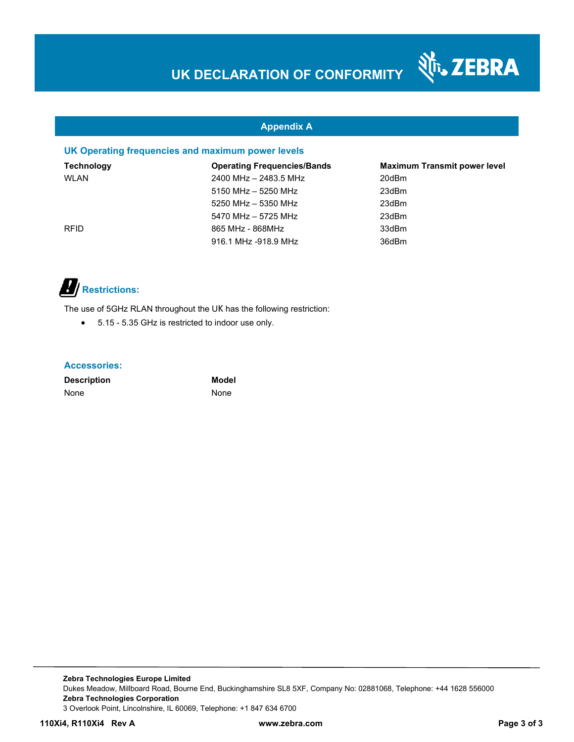# UK DECLARATION OF CONFORMITY

## Appendix A

### UK Operating frequencies and maximum power levels

| Technology | Operating Frequencies/Bands | Maximum Transmit power level |
|---|---|---|
| WLAN | 2400 MHz – 2483.5 MHz | 20dBm |
| | 5150 MHz – 5250 MHz | 23dBm |
| | 5250 MHz – 5350 MHz | 23dBm |
| | 5470 MHz – 5725 MHz | 23dBm |
| RFID | 865 MHz - 868MHz | 33dBm |
| | 916.1 MHz -918.9 MHz | 36dBm |

### Restrictions:

The use of 5GHz RLAN throughout the UK has the following restriction:

- 5.15 - 5.35 GHz is restricted to indoor use only.

### Accessories:

| Description | Model |
|---|---|
| None | None |

**Zebra Technologies Europe Limited**
Dukes Meadow, Millboard Road, Bourne End, Buckinghamshire SL8 5XF, Company No: 02881068, Telephone: +44 1628 556000
**Zebra Technologies Corporation**
3 Overlook Point, Lincolnshire, IL 60069, Telephone: +1 847 634 6700

**110Xi4, R110Xi4 Rev A** **www.zebra.com**